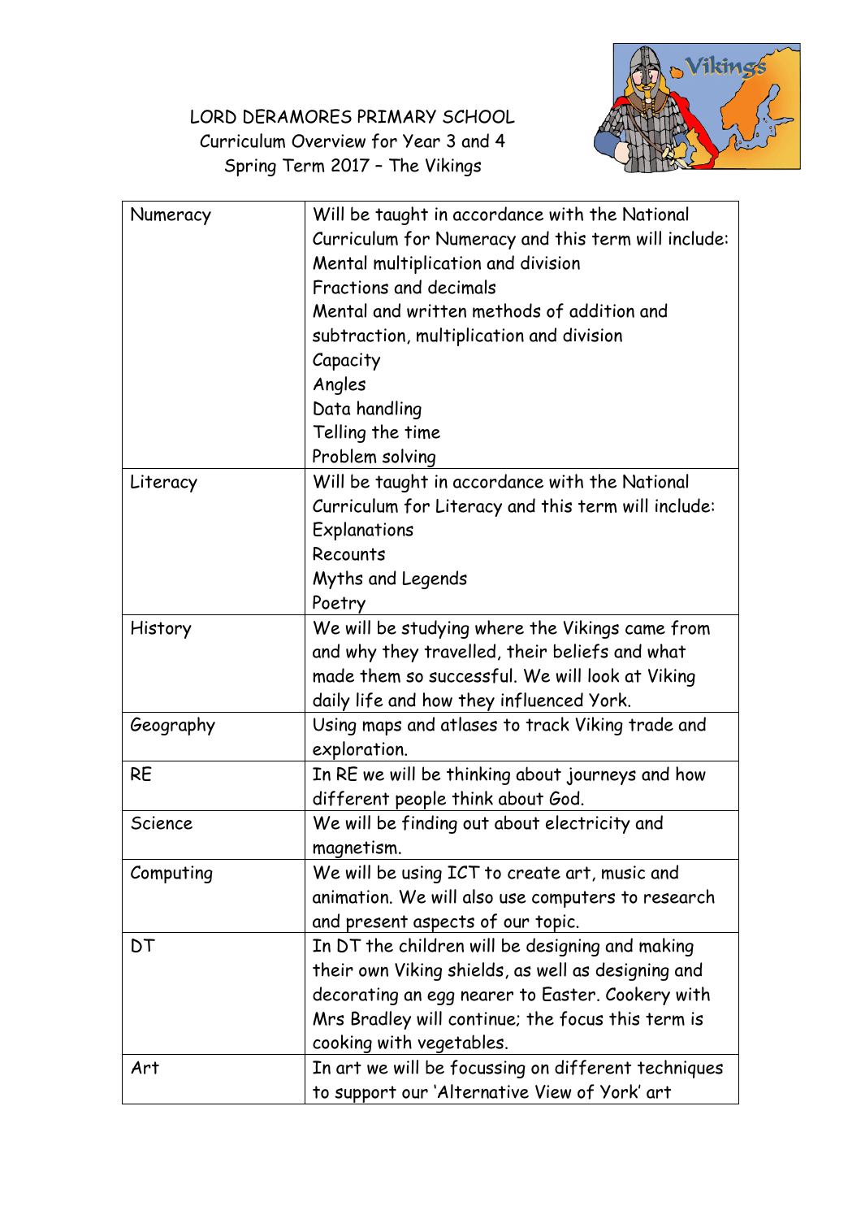LORD DERAMORES PRIMARY SCHOOL
Curriculum Overview for Year 3 and 4
Spring Term 2017 – The Vikings

| | |
|---|---|
| Numeracy | Will be taught in accordance with the National Curriculum for Numeracy and this term will include:<br>Mental multiplication and division<br>Fractions and decimals<br>Mental and written methods of addition and subtraction, multiplication and division<br>Capacity<br>Angles<br>Data handling<br>Telling the time<br>Problem solving |
| Literacy | Will be taught in accordance with the National Curriculum for Literacy and this term will include:<br>Explanations<br>Recounts<br>Myths and Legends<br>Poetry |
| History | We will be studying where the Vikings came from and why they travelled, their beliefs and what made them so successful. We will look at Viking daily life and how they influenced York. |
| Geography | Using maps and atlases to track Viking trade and exploration. |
| RE | In RE we will be thinking about journeys and how different people think about God. |
| Science | We will be finding out about electricity and magnetism. |
| Computing | We will be using ICT to create art, music and animation. We will also use computers to research and present aspects of our topic. |
| DT | In DT the children will be designing and making their own Viking shields, as well as designing and decorating an egg nearer to Easter. Cookery with Mrs Bradley will continue; the focus this term is cooking with vegetables. |
| Art | In art we will be focussing on different techniques to support our 'Alternative View of York' art |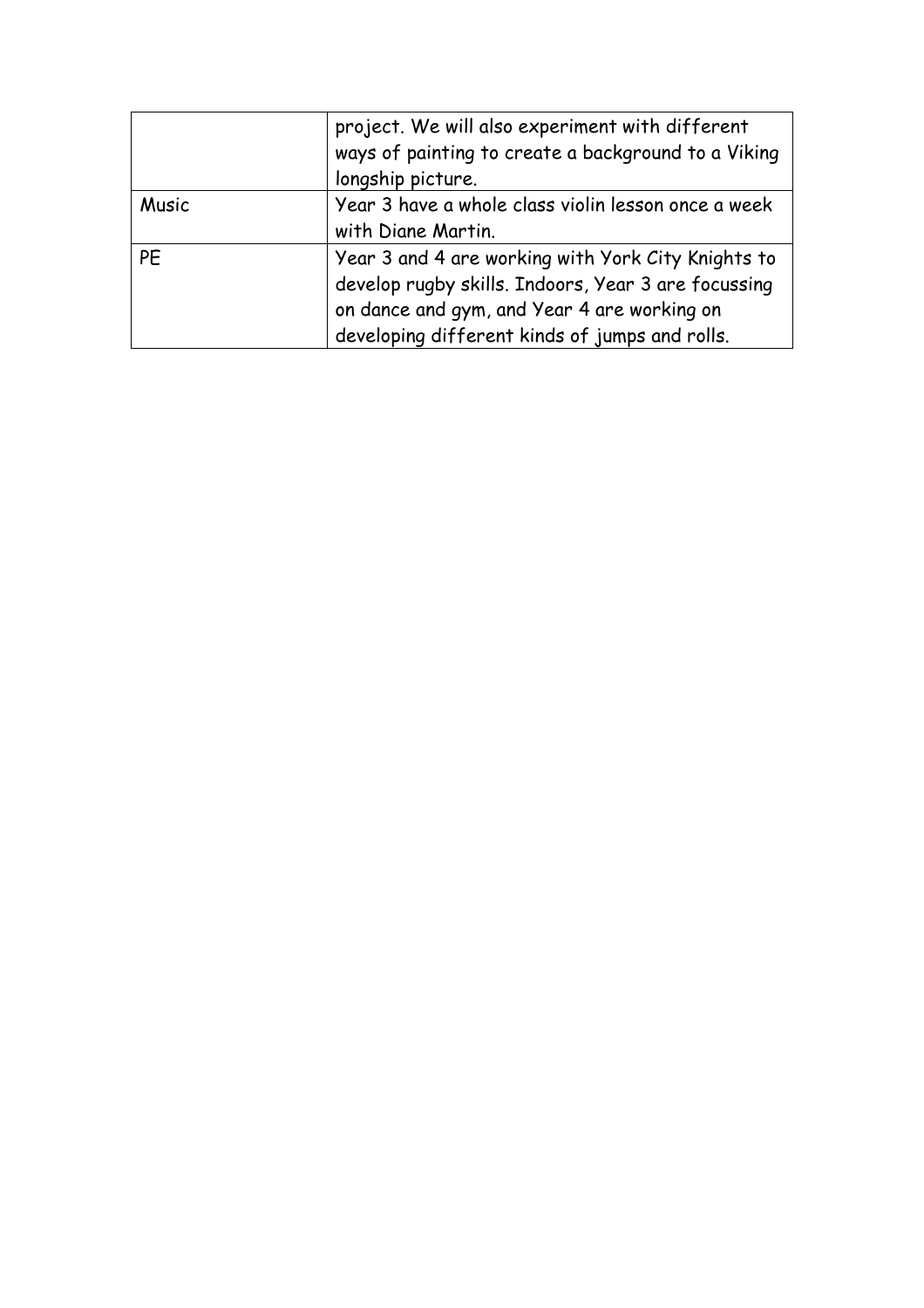| | |
|---|---|
| | project. We will also experiment with different ways of painting to create a background to a Viking longship picture. |
| Music | Year 3 have a whole class violin lesson once a week with Diane Martin. |
| PE | Year 3 and 4 are working with York City Knights to develop rugby skills. Indoors, Year 3 are focussing on dance and gym, and Year 4 are working on developing different kinds of jumps and rolls. |